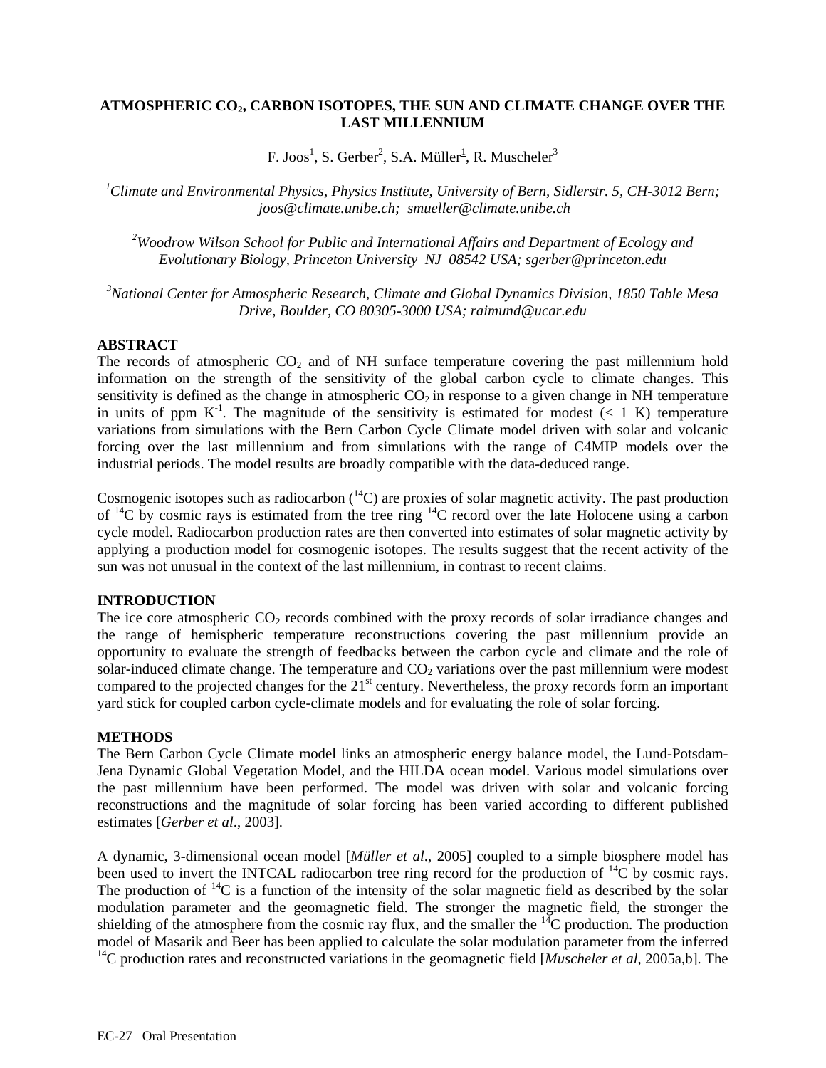# ATMOSPHERIC $CO_2$, CARBON ISOTOPES, THE SUN AND CLIMATE CHANGE OVER THE LAST MILLENNIUM

F. Joos[1], S. Gerber[2], S.A. Müller[1], R. Muscheler[3]

[1] *Climate and Environmental Physics, Physics Institute, University of Bern, Sidlerstr. 5, CH-3012 Bern; joos@climate.unibe.ch; smueller@climate.unibe.ch*

[2] *Woodrow Wilson School for Public and International Affairs and Department of Ecology and Evolutionary Biology, Princeton University NJ 08542 USA; sgerber@princeton.edu*

[3] *National Center for Atmospheric Research, Climate and Global Dynamics Division, 1850 Table Mesa Drive, Boulder, CO 80305-3000 USA; raimund@ucar.edu*

## ABSTRACT

The records of atmospheric $CO_2$ and of NH surface temperature covering the past millennium hold information on the strength of the sensitivity of the global carbon cycle to climate changes. This sensitivity is defined as the change in atmospheric $CO_2$ in response to a given change in NH temperature in units of ppm $K^{-1}$. The magnitude of the sensitivity is estimated for modest (< 1 K) temperature variations from simulations with the Bern Carbon Cycle Climate model driven with solar and volcanic forcing over the last millennium and from simulations with the range of C4MIP models over the industrial periods. The model results are broadly compatible with the data-deduced range.

Cosmogenic isotopes such as radiocarbon ($^{14}C$) are proxies of solar magnetic activity. The past production of $^{14}C$ by cosmic rays is estimated from the tree ring $^{14}C$ record over the late Holocene using a carbon cycle model. Radiocarbon production rates are then converted into estimates of solar magnetic activity by applying a production model for cosmogenic isotopes. The results suggest that the recent activity of the sun was not unusual in the context of the last millennium, in contrast to recent claims.

## INTRODUCTION

The ice core atmospheric $CO_2$ records combined with the proxy records of solar irradiance changes and the range of hemispheric temperature reconstructions covering the past millennium provide an opportunity to evaluate the strength of feedbacks between the carbon cycle and climate and the role of solar-induced climate change. The temperature and $CO_2$ variations over the past millennium were modest compared to the projected changes for the 21st century. Nevertheless, the proxy records form an important yard stick for coupled carbon cycle-climate models and for evaluating the role of solar forcing.

## METHODS

The Bern Carbon Cycle Climate model links an atmospheric energy balance model, the Lund-Potsdam-Jena Dynamic Global Vegetation Model, and the HILDA ocean model. Various model simulations over the past millennium have been performed. The model was driven with solar and volcanic forcing reconstructions and the magnitude of solar forcing has been varied according to different published estimates [*Gerber et al*., 2003].

A dynamic, 3-dimensional ocean model [*Müller et al*., 2005] coupled to a simple biosphere model has been used to invert the INTCAL radiocarbon tree ring record for the production of $^{14}C$ by cosmic rays. The production of $^{14}C$ is a function of the intensity of the solar magnetic field as described by the solar modulation parameter and the geomagnetic field. The stronger the magnetic field, the stronger the shielding of the atmosphere from the cosmic ray flux, and the smaller the $^{14}C$ production. The production model of Masarik and Beer has been applied to calculate the solar modulation parameter from the inferred $^{14}C$ production rates and reconstructed variations in the geomagnetic field [*Muscheler et al*, 2005a,b]. The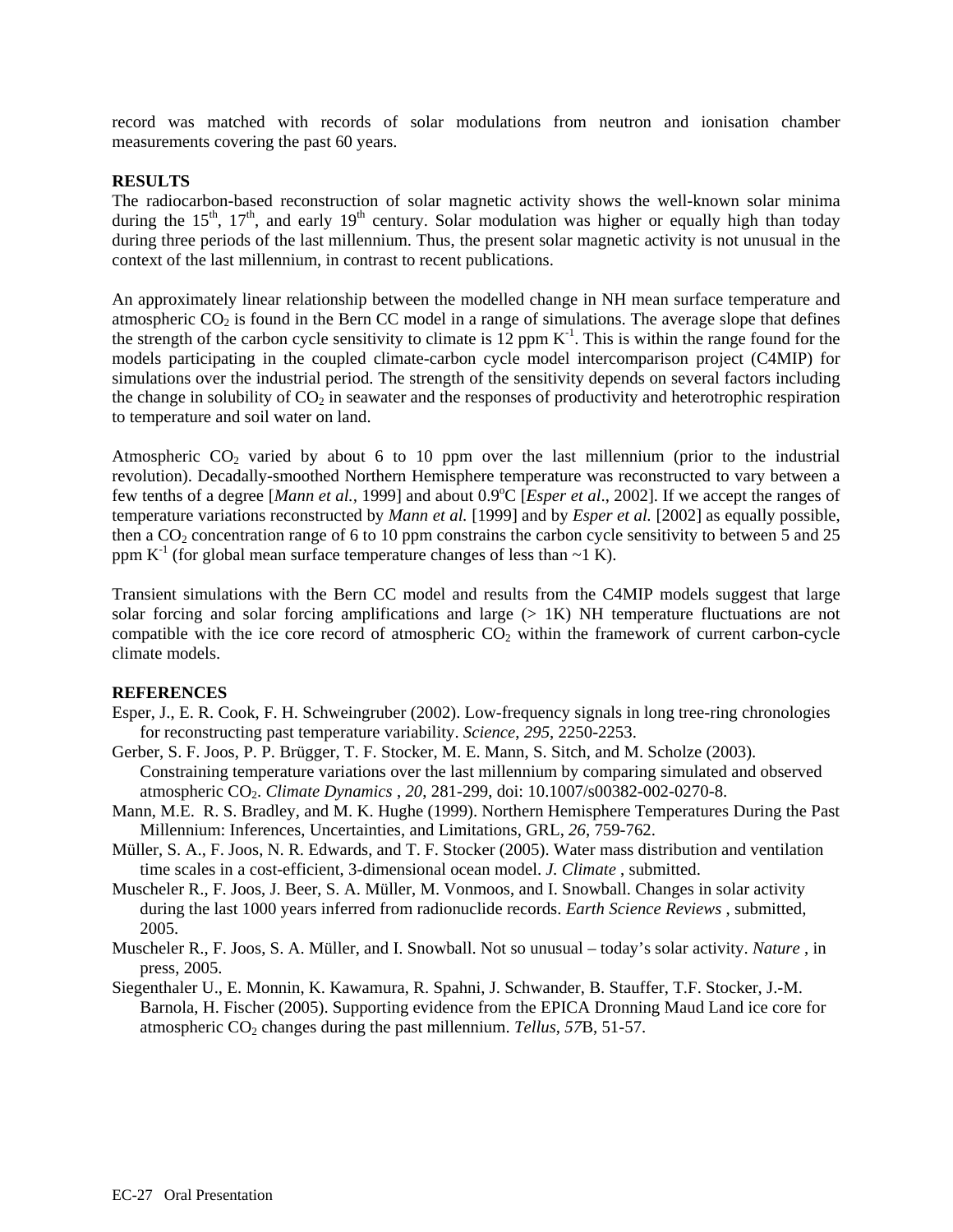record was matched with records of solar modulations from neutron and ionisation chamber measurements covering the past 60 years.

**RESULTS**

The radiocarbon-based reconstruction of solar magnetic activity shows the well-known solar minima during the $15^{th}$, $17^{th}$, and early $19^{th}$ century. Solar modulation was higher or equally high than today during three periods of the last millennium. Thus, the present solar magnetic activity is not unusual in the context of the last millennium, in contrast to recent publications.

An approximately linear relationship between the modelled change in NH mean surface temperature and atmospheric $CO_2$ is found in the Bern CC model in a range of simulations. The average slope that defines the strength of the carbon cycle sensitivity to climate is 12 ppm $K^{-1}$. This is within the range found for the models participating in the coupled climate-carbon cycle model intercomparison project (C4MIP) for simulations over the industrial period. The strength of the sensitivity depends on several factors including the change in solubility of $CO_2$ in seawater and the responses of productivity and heterotrophic respiration to temperature and soil water on land.

Atmospheric $CO_2$ varied by about 6 to 10 ppm over the last millennium (prior to the industrial revolution). Decadally-smoothed Northern Hemisphere temperature was reconstructed to vary between a few tenths of a degree [*Mann et al.*, 1999] and about 0.9°C [*Esper et al*., 2002]. If we accept the ranges of temperature variations reconstructed by *Mann et al.* [1999] and by *Esper et al.* [2002] as equally possible, then a $CO_2$ concentration range of 6 to 10 ppm constrains the carbon cycle sensitivity to between 5 and 25 ppm $K^{-1}$ (for global mean surface temperature changes of less than ~1 K).

Transient simulations with the Bern CC model and results from the C4MIP models suggest that large solar forcing and solar forcing amplifications and large (> 1K) NH temperature fluctuations are not compatible with the ice core record of atmospheric $CO_2$ within the framework of current carbon-cycle climate models.

**REFERENCES**

Esper, J., E. R. Cook, F. H. Schweingruber (2002). Low-frequency signals in long tree-ring chronologies for reconstructing past temperature variability. *Science*, *295*, 2250-2253.

Gerber, S. F. Joos, P. P. Brügger, T. F. Stocker, M. E. Mann, S. Sitch, and M. Scholze (2003). Constraining temperature variations over the last millennium by comparing simulated and observed atmospheric $CO_2$. *Climate Dynamics* , *20*, 281-299, doi: 10.1007/s00382-002-0270-8.

Mann, M.E. R. S. Bradley, and M. K. Hughe (1999). Northern Hemisphere Temperatures During the Past Millennium: Inferences, Uncertainties, and Limitations, GRL, *26*, 759-762.

Müller, S. A., F. Joos, N. R. Edwards, and T. F. Stocker (2005). Water mass distribution and ventilation time scales in a cost-efficient, 3-dimensional ocean model. *J. Climate* , submitted.

Muscheler R., F. Joos, J. Beer, S. A. Müller, M. Vonmoos, and I. Snowball. Changes in solar activity during the last 1000 years inferred from radionuclide records. *Earth Science Reviews* , submitted, 2005.

Muscheler R., F. Joos, S. A. Müller, and I. Snowball. Not so unusual – today's solar activity. *Nature* , in press, 2005.

Siegenthaler U., E. Monnin, K. Kawamura, R. Spahni, J. Schwander, B. Stauffer, T.F. Stocker, J.-M. Barnola, H. Fischer (2005). Supporting evidence from the EPICA Dronning Maud Land ice core for atmospheric $CO_2$ changes during the past millennium. *Tellus*, *57*B, 51-57.